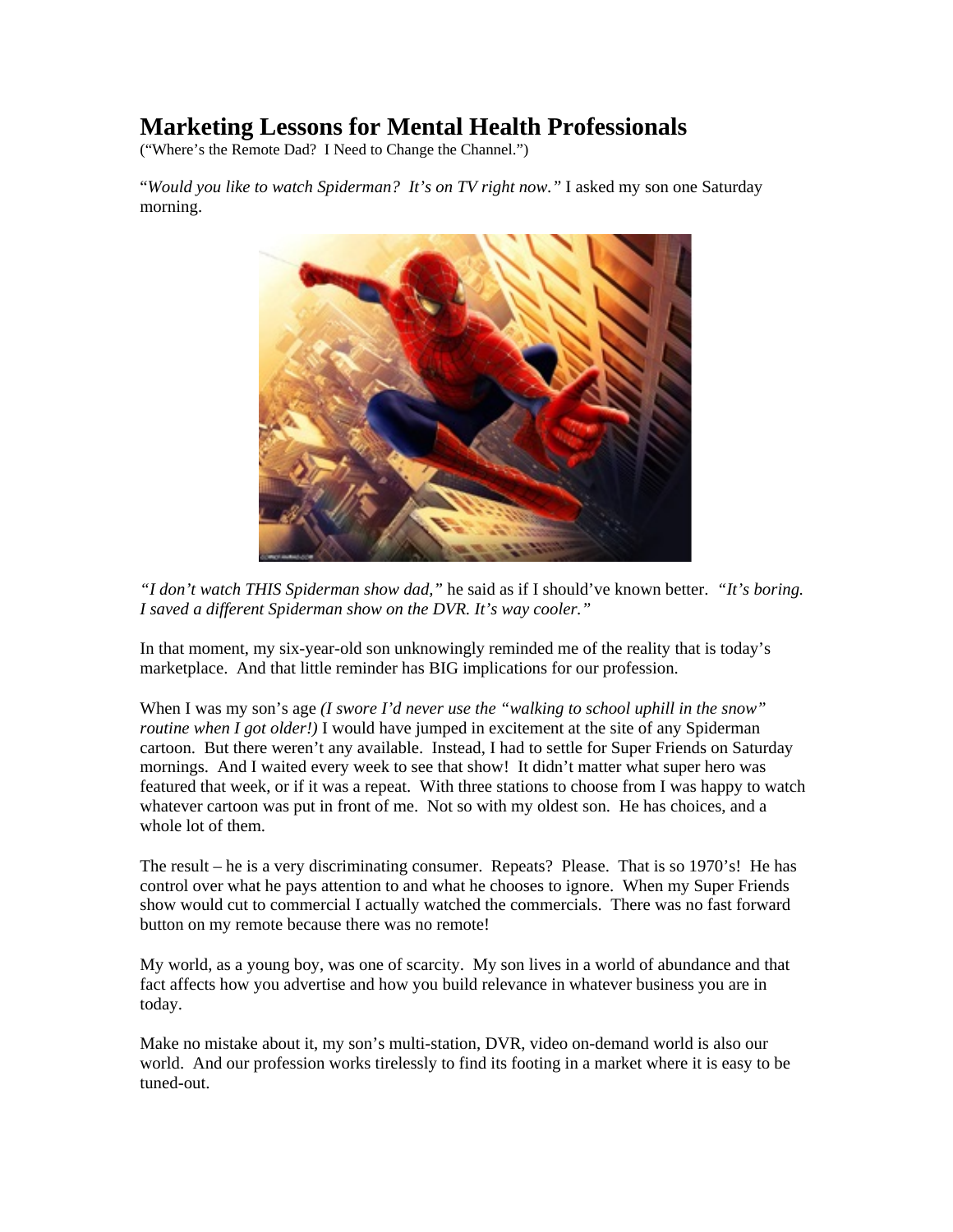# Marketing Lessons for Mental Health Professionals

("Where's the Remote Dad? I Need to Change the Channel.")

"*Would you like to watch Spiderman? It's on TV right now."* I asked my son one Saturday morning.

*"I don't watch THIS Spiderman show dad,"* he said as if I should've known better. *"It's boring. I saved a different Spiderman show on the DVR. It's way cooler."*

In that moment, my six-year-old son unknowingly reminded me of the reality that is today's marketplace. And that little reminder has BIG implications for our profession.

When I was my son's age *(I swore I'd never use the "walking to school uphill in the snow" routine when I got older!)* I would have jumped in excitement at the site of any Spiderman cartoon. But there weren't any available. Instead, I had to settle for Super Friends on Saturday mornings. And I waited every week to see that show! It didn't matter what super hero was featured that week, or if it was a repeat. With three stations to choose from I was happy to watch whatever cartoon was put in front of me. Not so with my oldest son. He has choices, and a whole lot of them.

The result – he is a very discriminating consumer. Repeats? Please. That is so 1970's! He has control over what he pays attention to and what he chooses to ignore. When my Super Friends show would cut to commercial I actually watched the commercials. There was no fast forward button on my remote because there was no remote!

My world, as a young boy, was one of scarcity. My son lives in a world of abundance and that fact affects how you advertise and how you build relevance in whatever business you are in today.

Make no mistake about it, my son's multi-station, DVR, video on-demand world is also our world. And our profession works tirelessly to find its footing in a market where it is easy to be tuned-out.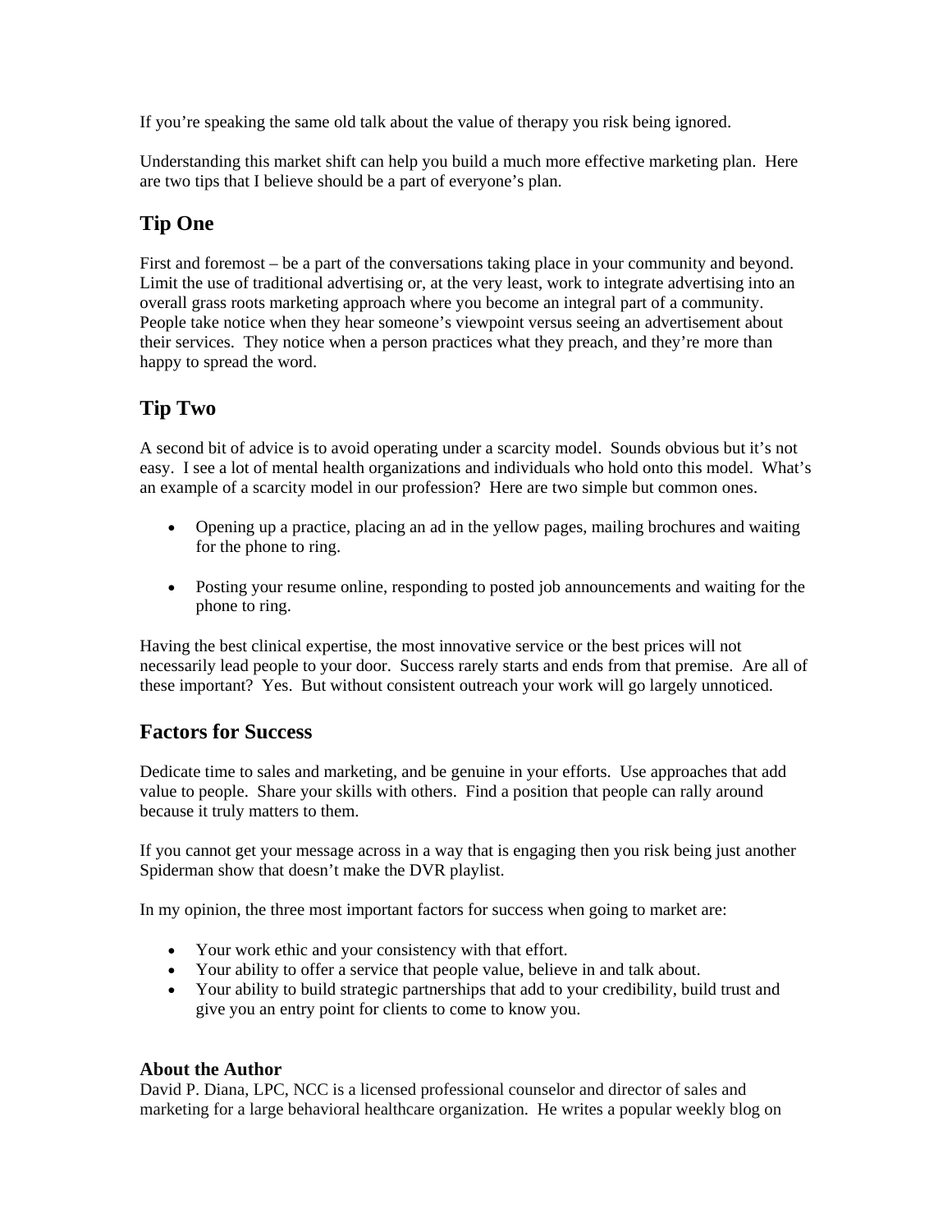If you're speaking the same old talk about the value of therapy you risk being ignored.

Understanding this market shift can help you build a much more effective marketing plan. Here are two tips that I believe should be a part of everyone's plan.

## Tip One

First and foremost – be a part of the conversations taking place in your community and beyond. Limit the use of traditional advertising or, at the very least, work to integrate advertising into an overall grass roots marketing approach where you become an integral part of a community. People take notice when they hear someone's viewpoint versus seeing an advertisement about their services. They notice when a person practices what they preach, and they're more than happy to spread the word.

## Tip Two

A second bit of advice is to avoid operating under a scarcity model. Sounds obvious but it's not easy. I see a lot of mental health organizations and individuals who hold onto this model. What's an example of a scarcity model in our profession? Here are two simple but common ones.

- Opening up a practice, placing an ad in the yellow pages, mailing brochures and waiting for the phone to ring.

- Posting your resume online, responding to posted job announcements and waiting for the phone to ring.

Having the best clinical expertise, the most innovative service or the best prices will not necessarily lead people to your door. Success rarely starts and ends from that premise. Are all of these important? Yes. But without consistent outreach your work will go largely unnoticed.

## Factors for Success

Dedicate time to sales and marketing, and be genuine in your efforts. Use approaches that add value to people. Share your skills with others. Find a position that people can rally around because it truly matters to them.

If you cannot get your message across in a way that is engaging then you risk being just another Spiderman show that doesn't make the DVR playlist.

In my opinion, the three most important factors for success when going to market are:

- Your work ethic and your consistency with that effort.
- Your ability to offer a service that people value, believe in and talk about.
- Your ability to build strategic partnerships that add to your credibility, build trust and give you an entry point for clients to come to know you.

### About the Author

David P. Diana, LPC, NCC is a licensed professional counselor and director of sales and marketing for a large behavioral healthcare organization. He writes a popular weekly blog on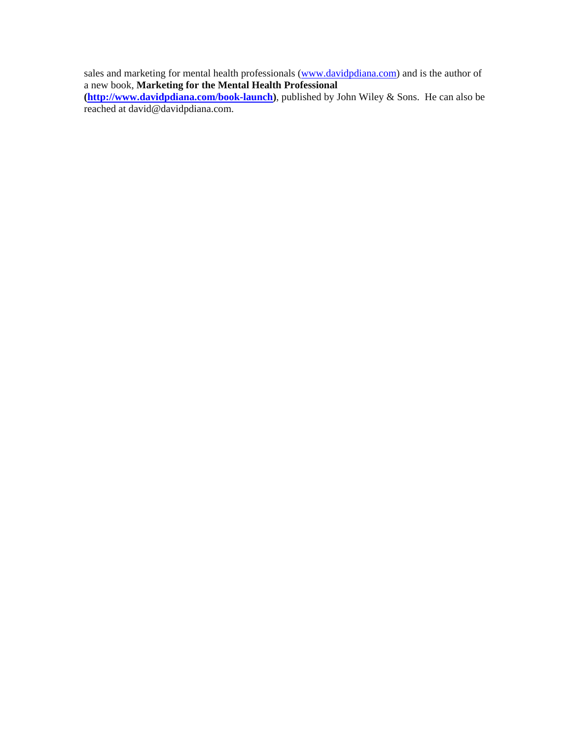sales and marketing for mental health professionals (www.davidpdiana.com) and is the author of a new book, **Marketing for the Mental Health Professional (http://www.davidpdiana.com/book-launch)**, published by John Wiley & Sons. He can also be reached at david@davidpdiana.com.